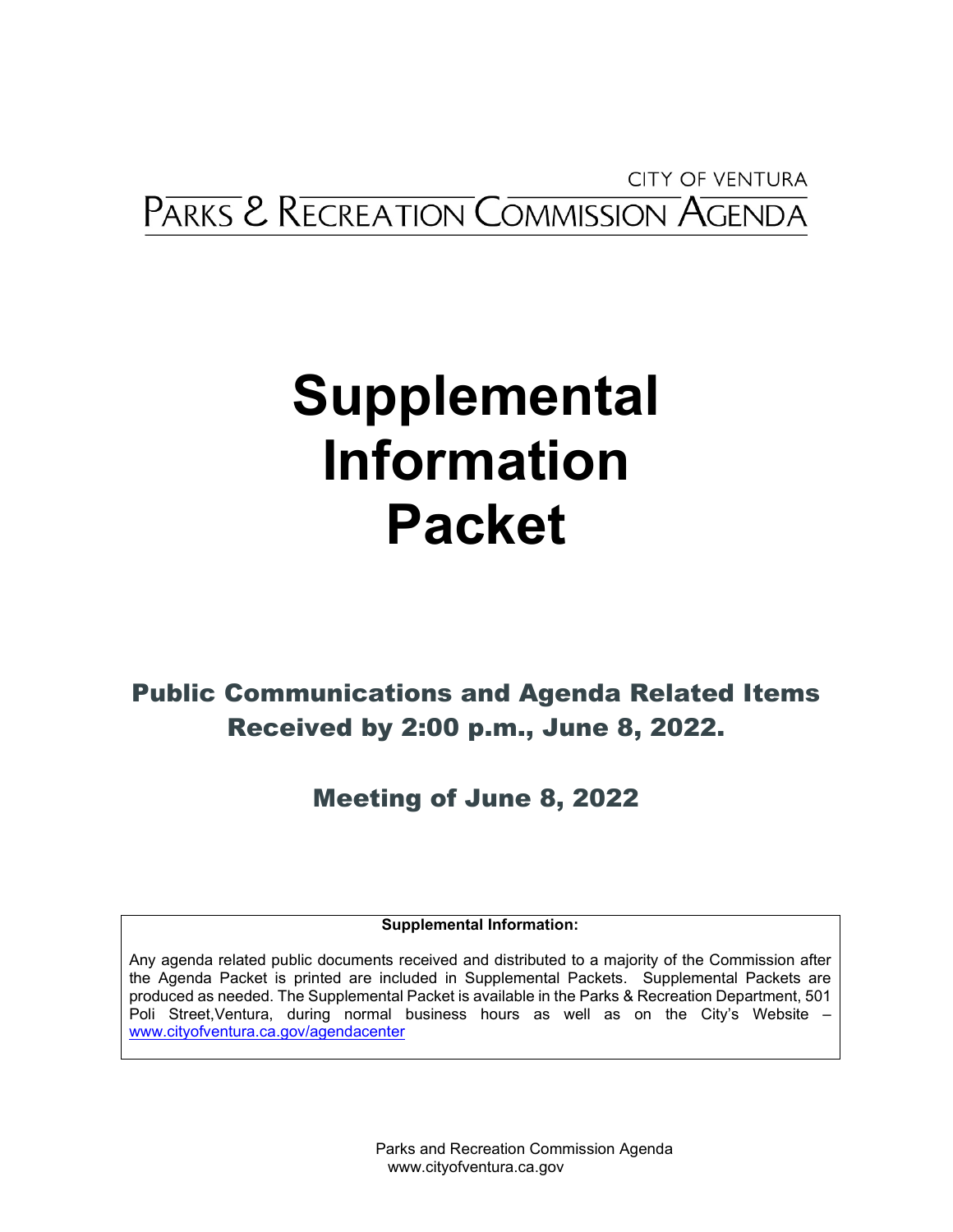CITY OF VENTURA

PARKS & RECREATION COMMISSION AGENDA

# Supplemental Information Packet

## Public Communications and Agenda Related Items Received by 2:00 p.m., June 8, 2022.

## Meeting of June 8, 2022

**Supplemental Information:**

Any agenda related public documents received and distributed to a majority of the Commission after the Agenda Packet is printed are included in Supplemental Packets. Supplemental Packets are produced as needed. The Supplemental Packet is available in the Parks & Recreation Department, 501 Poli Street,Ventura, during normal business hours as well as on the City's Website – www.cityofventura.ca.gov/agendacenter

Parks and Recreation Commission Agenda
www.cityofventura.ca.gov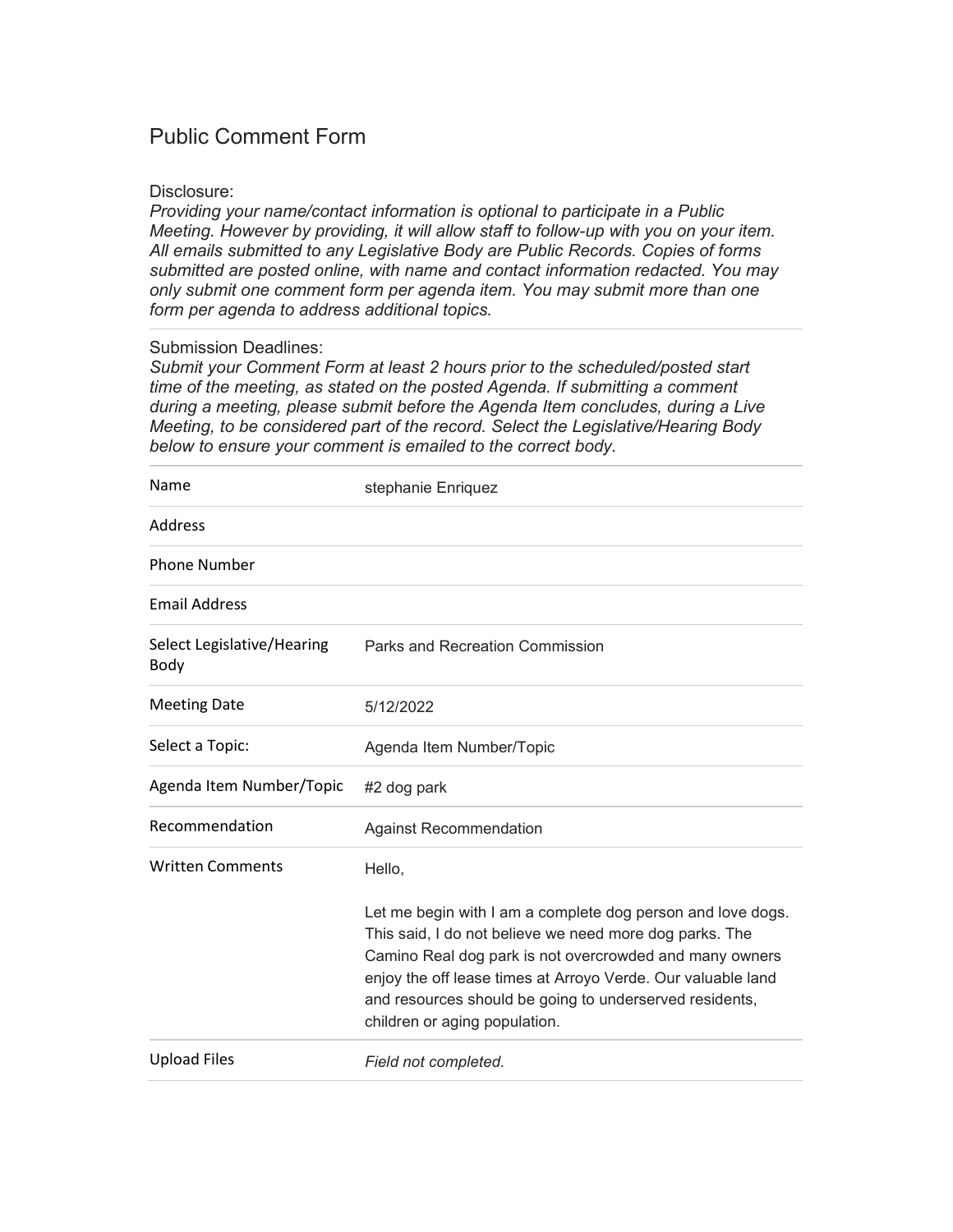# Public Comment Form

Disclosure:

*Providing your name/contact information is optional to participate in a Public Meeting. However by providing, it will allow staff to follow-up with you on your item. All emails submitted to any Legislative Body are Public Records. Copies of forms submitted are posted online, with name and contact information redacted. You may only submit one comment form per agenda item. You may submit more than one form per agenda to address additional topics.*

---

Submission Deadlines:

*Submit your Comment Form at least 2 hours prior to the scheduled/posted start time of the meeting, as stated on the posted Agenda. If submitting a comment during a meeting, please submit before the Agenda Item concludes, during a Live Meeting, to be considered part of the record. Select the Legislative/Hearing Body below to ensure your comment is emailed to the correct body.*

---

| | |
|---|---|
| Name | stephanie Enriquez |
| Address | |
| Phone Number | |
| Email Address | |
| Select Legislative/Hearing Body | Parks and Recreation Commission |
| Meeting Date | 5/12/2022 |
| Select a Topic: | Agenda Item Number/Topic |
| Agenda Item Number/Topic | #2 dog park |
| Recommendation | Against Recommendation |
| Written Comments | Hello,<br><br>Let me begin with I am a complete dog person and love dogs. This said, I do not believe we need more dog parks. The Camino Real dog park is not overcrowded and many owners enjoy the off lease times at Arroyo Verde. Our valuable land and resources should be going to underserved residents, children or aging population. |
| Upload Files | *Field not completed.* |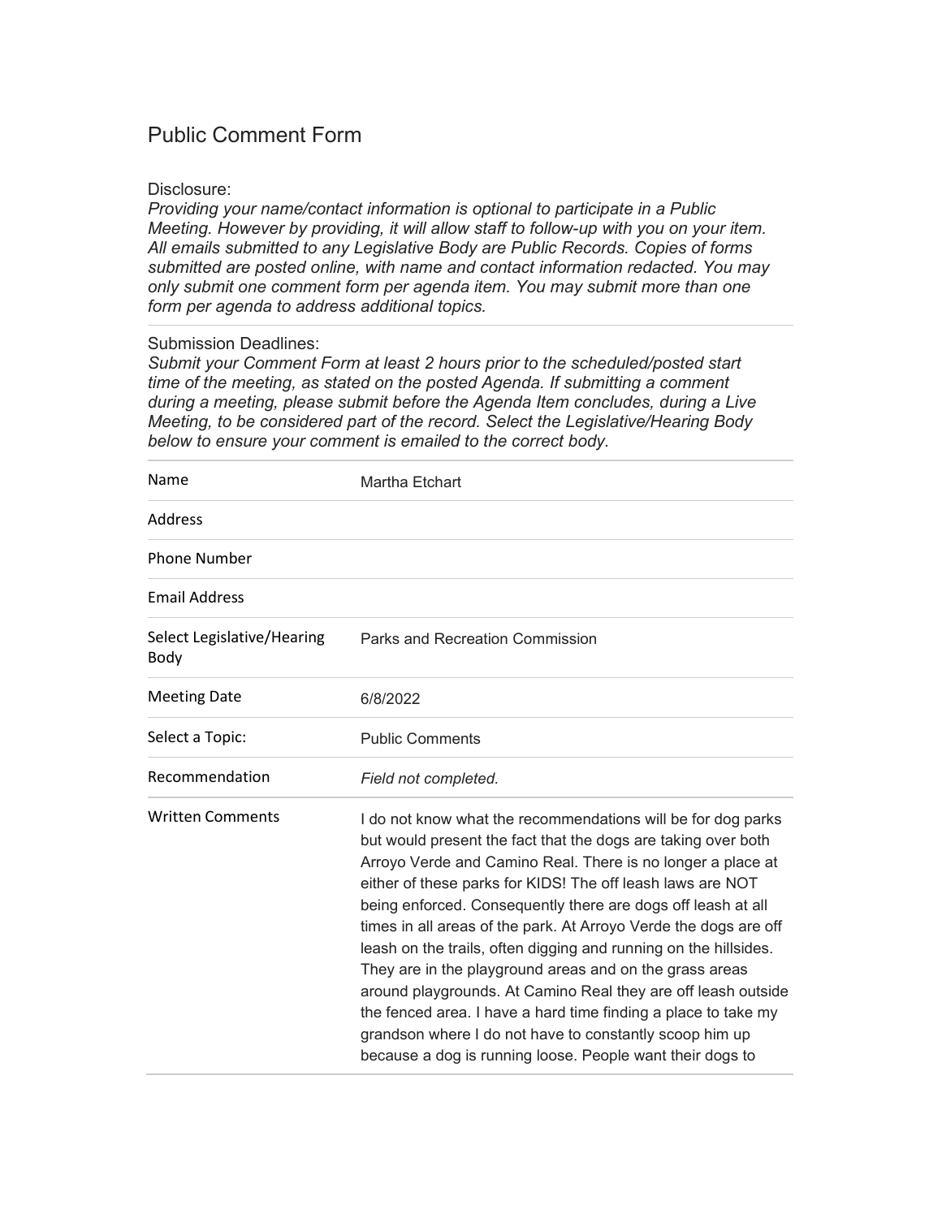# Public Comment Form

Disclosure:

*Providing your name/contact information is optional to participate in a Public Meeting. However by providing, it will allow staff to follow-up with you on your item. All emails submitted to any Legislative Body are Public Records. Copies of forms submitted are posted online, with name and contact information redacted. You may only submit one comment form per agenda item. You may submit more than one form per agenda to address additional topics.*

---

Submission Deadlines:

*Submit your Comment Form at least 2 hours prior to the scheduled/posted start time of the meeting, as stated on the posted Agenda. If submitting a comment during a meeting, please submit before the Agenda Item concludes, during a Live Meeting, to be considered part of the record. Select the Legislative/Hearing Body below to ensure your comment is emailed to the correct body.*

| | |
|---|---|
| Name | Martha Etchart |
| Address | |
| Phone Number | |
| Email Address | |
| Select Legislative/Hearing Body | Parks and Recreation Commission |
| Meeting Date | 6/8/2022 |
| Select a Topic: | Public Comments |
| Recommendation | *Field not completed.* |
| Written Comments | I do not know what the recommendations will be for dog parks but would present the fact that the dogs are taking over both Arroyo Verde and Camino Real. There is no longer a place at either of these parks for KIDS! The off leash laws are NOT being enforced. Consequently there are dogs off leash at all times in all areas of the park. At Arroyo Verde the dogs are off leash on the trails, often digging and running on the hillsides. They are in the playground areas and on the grass areas around playgrounds. At Camino Real they are off leash outside the fenced area. I have a hard time finding a place to take my grandson where I do not have to constantly scoop him up because a dog is running loose. People want their dogs to |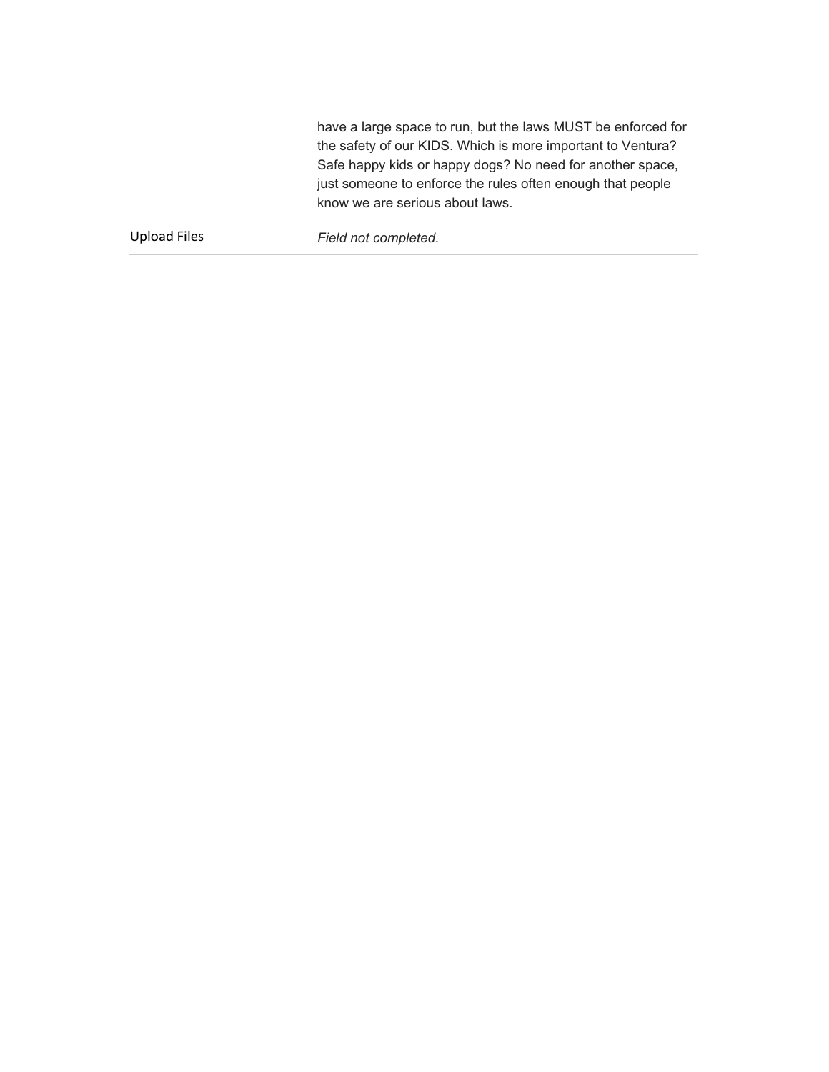| | |
|---|---|
| | have a large space to run, but the laws MUST be enforced for the safety of our KIDS. Which is more important to Ventura? Safe happy kids or happy dogs? No need for another space, just someone to enforce the rules often enough that people know we are serious about laws. |
| Upload Files | *Field not completed.* |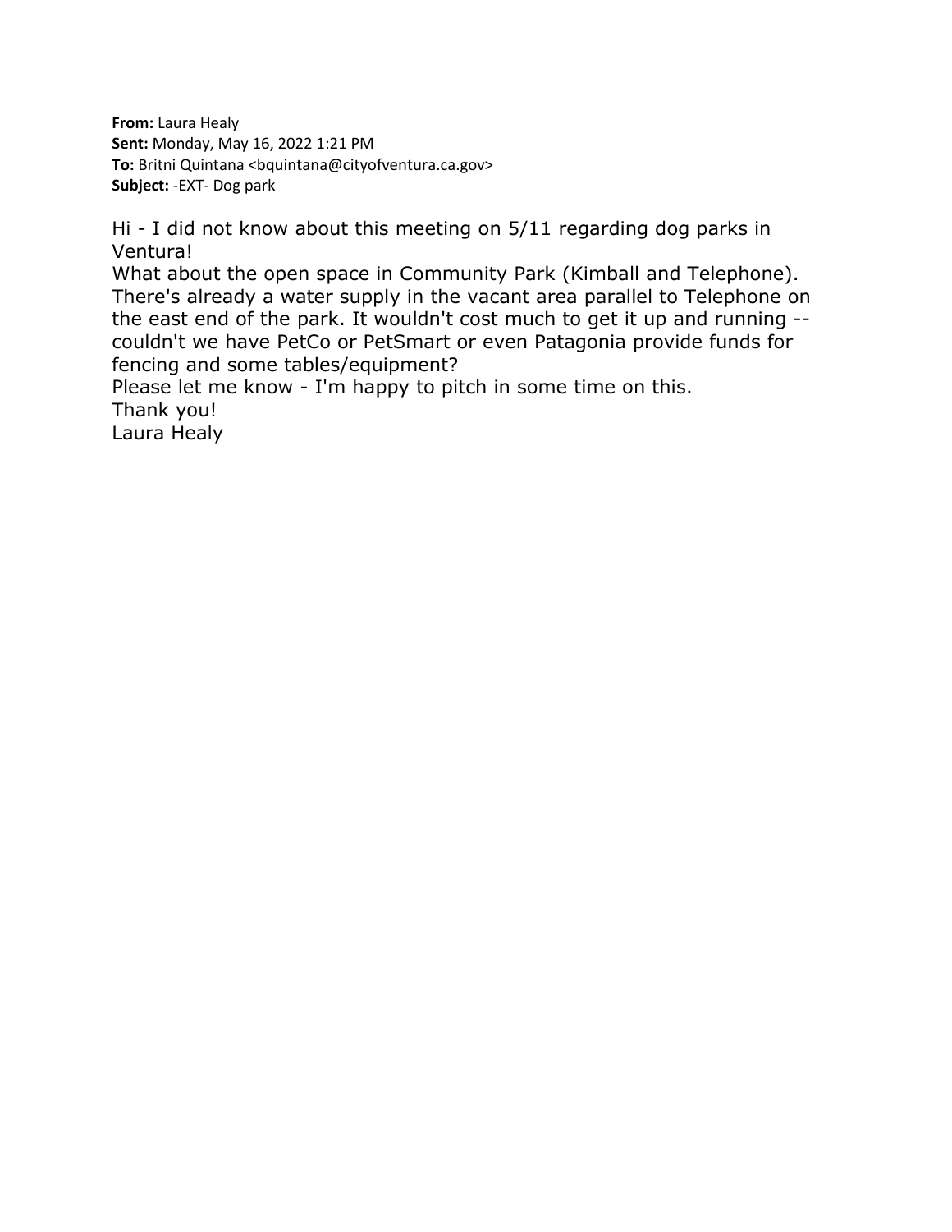**From:** Laura Healy
**Sent:** Monday, May 16, 2022 1:21 PM
**To:** Britni Quintana <bquintana@cityofventura.ca.gov>
**Subject:** -EXT- Dog park

Hi - I did not know about this meeting on 5/11 regarding dog parks in Ventura!
What about the open space in Community Park (Kimball and Telephone). There's already a water supply in the vacant area parallel to Telephone on the east end of the park. It wouldn't cost much to get it up and running -- couldn't we have PetCo or PetSmart or even Patagonia provide funds for fencing and some tables/equipment?
Please let me know - I'm happy to pitch in some time on this.
Thank you!
Laura Healy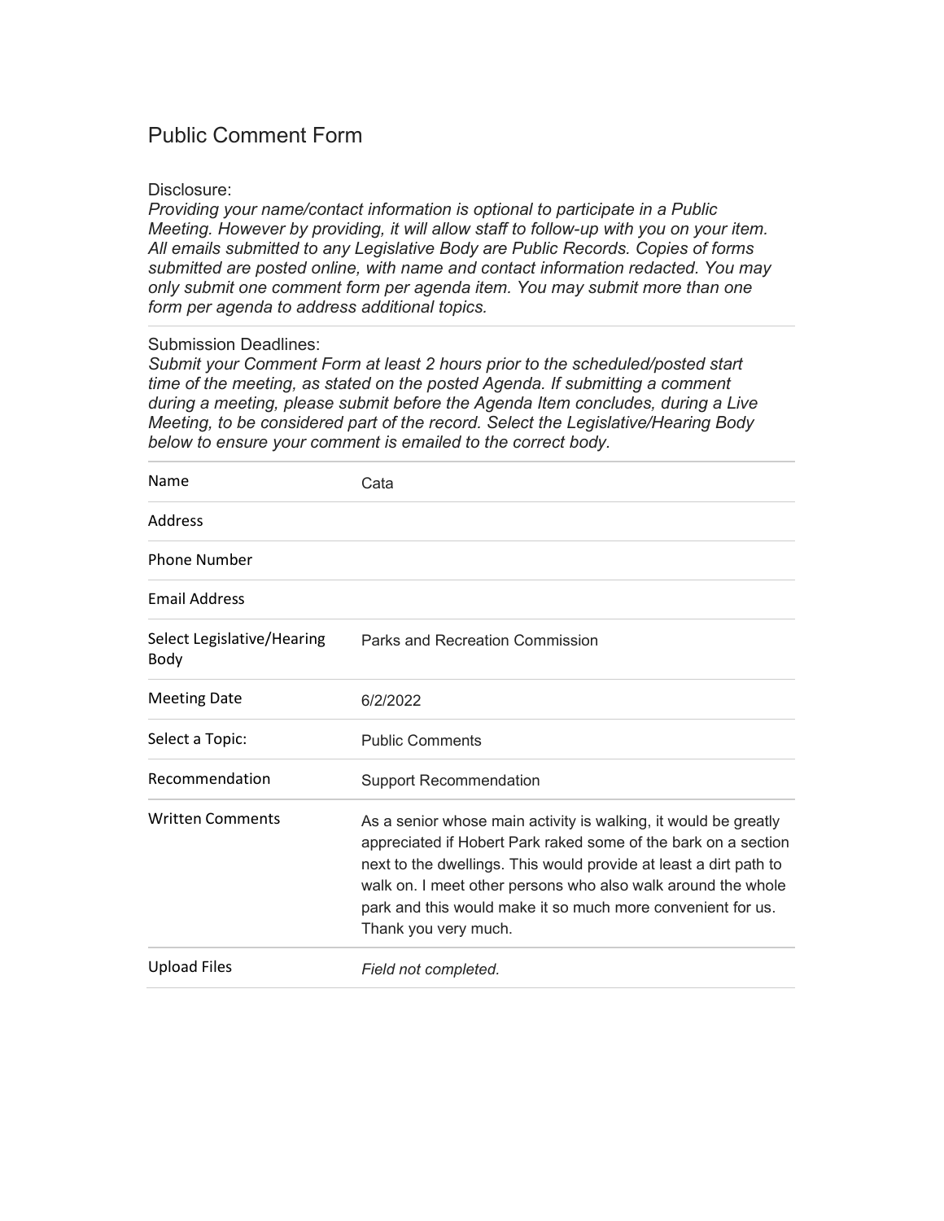# Public Comment Form

Disclosure:

*Providing your name/contact information is optional to participate in a Public Meeting. However by providing, it will allow staff to follow-up with you on your item. All emails submitted to any Legislative Body are Public Records. Copies of forms submitted are posted online, with name and contact information redacted. You may only submit one comment form per agenda item. You may submit more than one form per agenda to address additional topics.*

---

Submission Deadlines:

*Submit your Comment Form at least 2 hours prior to the scheduled/posted start time of the meeting, as stated on the posted Agenda. If submitting a comment during a meeting, please submit before the Agenda Item concludes, during a Live Meeting, to be considered part of the record. Select the Legislative/Hearing Body below to ensure your comment is emailed to the correct body.*

| | |
|---|---|
| Name | Cata |
| Address | |
| Phone Number | |
| Email Address | |
| Select Legislative/Hearing Body | Parks and Recreation Commission |
| Meeting Date | 6/2/2022 |
| Select a Topic: | Public Comments |
| Recommendation | Support Recommendation |
| Written Comments | As a senior whose main activity is walking, it would be greatly appreciated if Hobert Park raked some of the bark on a section next to the dwellings. This would provide at least a dirt path to walk on. I meet other persons who also walk around the whole park and this would make it so much more convenient for us. Thank you very much. |
| Upload Files | *Field not completed.* |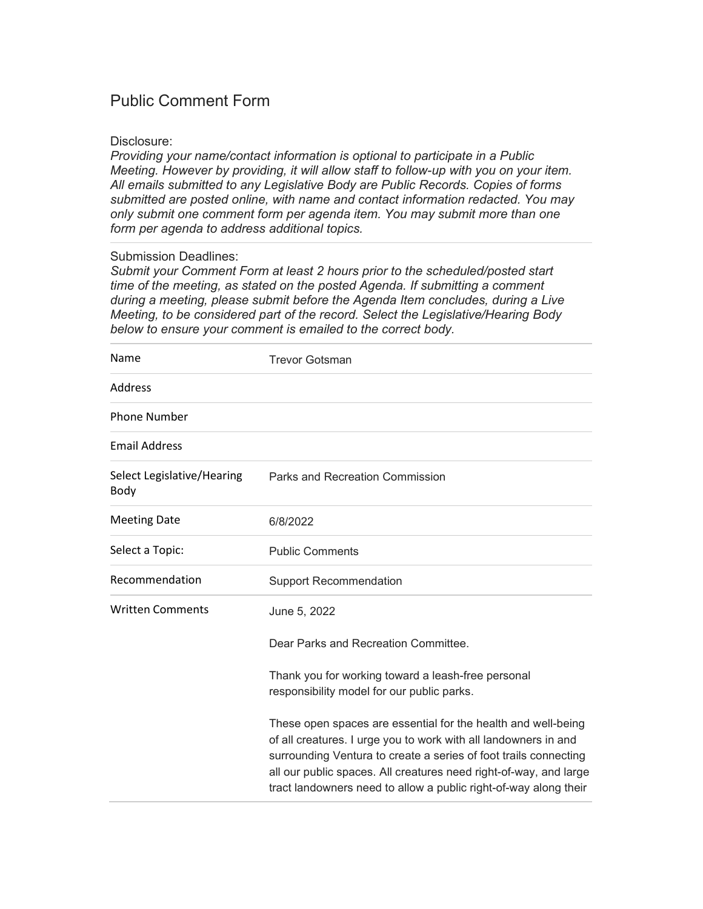# Public Comment Form

Disclosure:

*Providing your name/contact information is optional to participate in a Public Meeting. However by providing, it will allow staff to follow-up with you on your item. All emails submitted to any Legislative Body are Public Records. Copies of forms submitted are posted online, with name and contact information redacted. You may only submit one comment form per agenda item. You may submit more than one form per agenda to address additional topics.*

---

Submission Deadlines:

*Submit your Comment Form at least 2 hours prior to the scheduled/posted start time of the meeting, as stated on the posted Agenda. If submitting a comment during a meeting, please submit before the Agenda Item concludes, during a Live Meeting, to be considered part of the record. Select the Legislative/Hearing Body below to ensure your comment is emailed to the correct body.*

| | |
|---|---|
| Name | Trevor Gotsman |
| Address | |
| Phone Number | |
| Email Address | |
| Select Legislative/Hearing Body | Parks and Recreation Commission |
| Meeting Date | 6/8/2022 |
| Select a Topic: | Public Comments |
| Recommendation | Support Recommendation |
| Written Comments | June 5, 2022<br><br>Dear Parks and Recreation Committee.<br><br>Thank you for working toward a leash-free personal responsibility model for our public parks.<br><br>These open spaces are essential for the health and well-being of all creatures. I urge you to work with all landowners in and surrounding Ventura to create a series of foot trails connecting all our public spaces. All creatures need right-of-way, and large tract landowners need to allow a public right-of-way along their |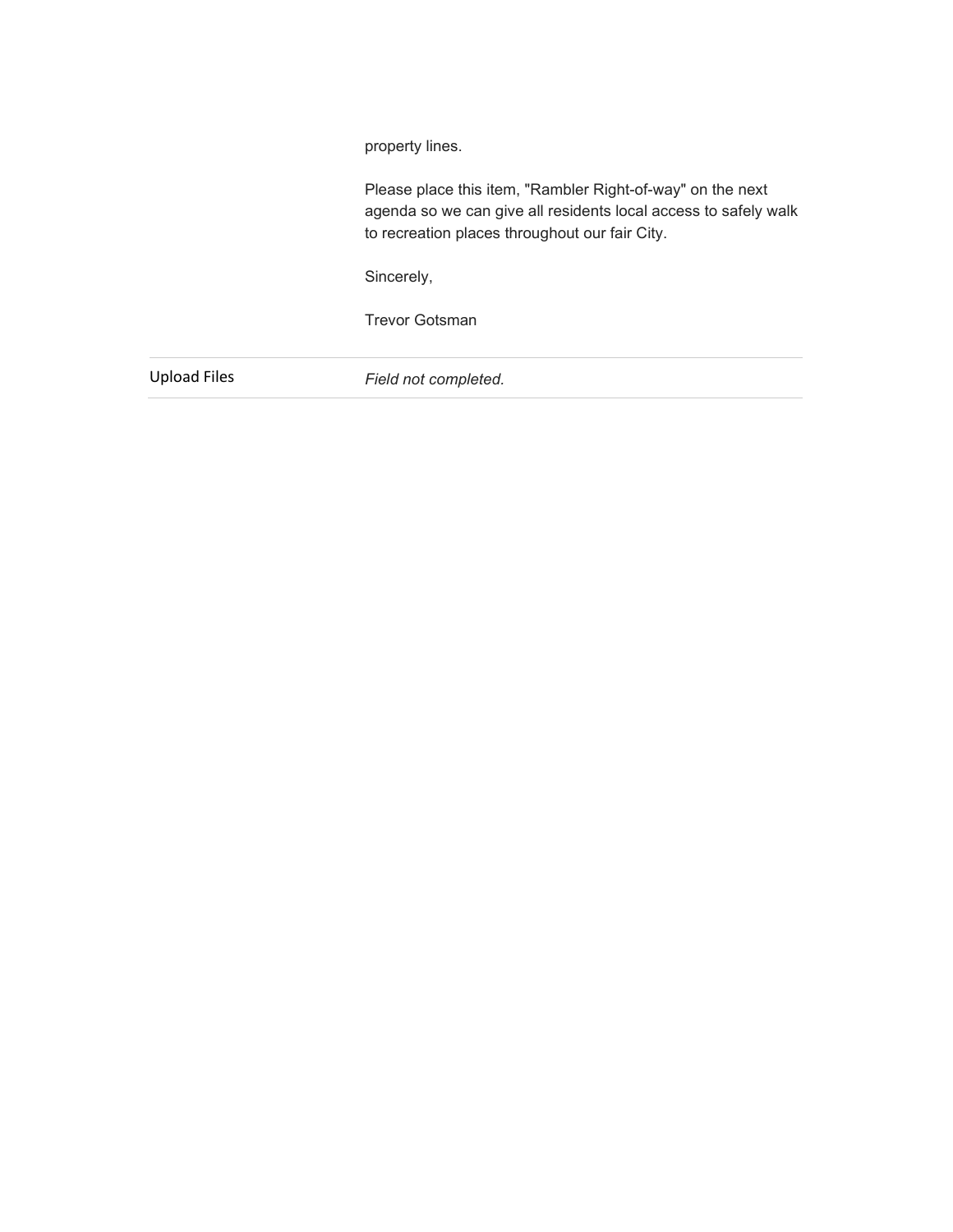property lines.

Please place this item, "Rambler Right-of-way" on the next agenda so we can give all residents local access to safely walk to recreation places throughout our fair City.

Sincerely,

Trevor Gotsman

| Upload Files | *Field not completed.* |
| --- | --- |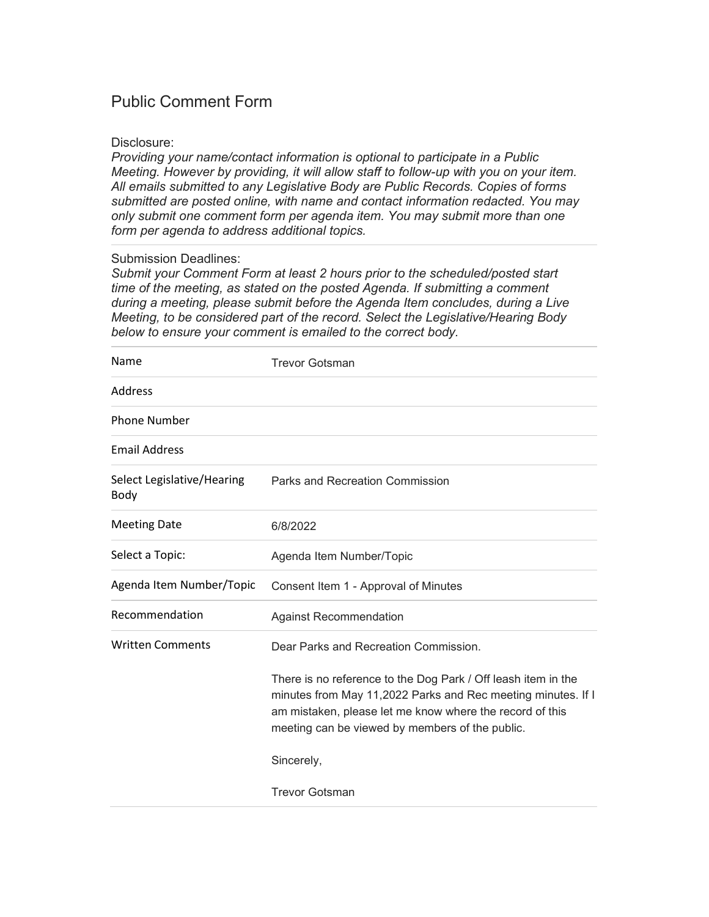# Public Comment Form

Disclosure:

*Providing your name/contact information is optional to participate in a Public Meeting. However by providing, it will allow staff to follow-up with you on your item. All emails submitted to any Legislative Body are Public Records. Copies of forms submitted are posted online, with name and contact information redacted. You may only submit one comment form per agenda item. You may submit more than one form per agenda to address additional topics.*

---

Submission Deadlines:

*Submit your Comment Form at least 2 hours prior to the scheduled/posted start time of the meeting, as stated on the posted Agenda. If submitting a comment during a meeting, please submit before the Agenda Item concludes, during a Live Meeting, to be considered part of the record. Select the Legislative/Hearing Body below to ensure your comment is emailed to the correct body.*

| | |
|---|---|
| Name | Trevor Gotsman |
| Address | |
| Phone Number | |
| Email Address | |
| Select Legislative/Hearing Body | Parks and Recreation Commission |
| Meeting Date | 6/8/2022 |
| Select a Topic: | Agenda Item Number/Topic |
| Agenda Item Number/Topic | Consent Item 1 - Approval of Minutes |
| Recommendation | Against Recommendation |
| Written Comments | Dear Parks and Recreation Commission.<br><br>There is no reference to the Dog Park / Off leash item in the minutes from May 11,2022 Parks and Rec meeting minutes. If I am mistaken, please let me know where the record of this meeting can be viewed by members of the public.<br><br>Sincerely,<br><br>Trevor Gotsman |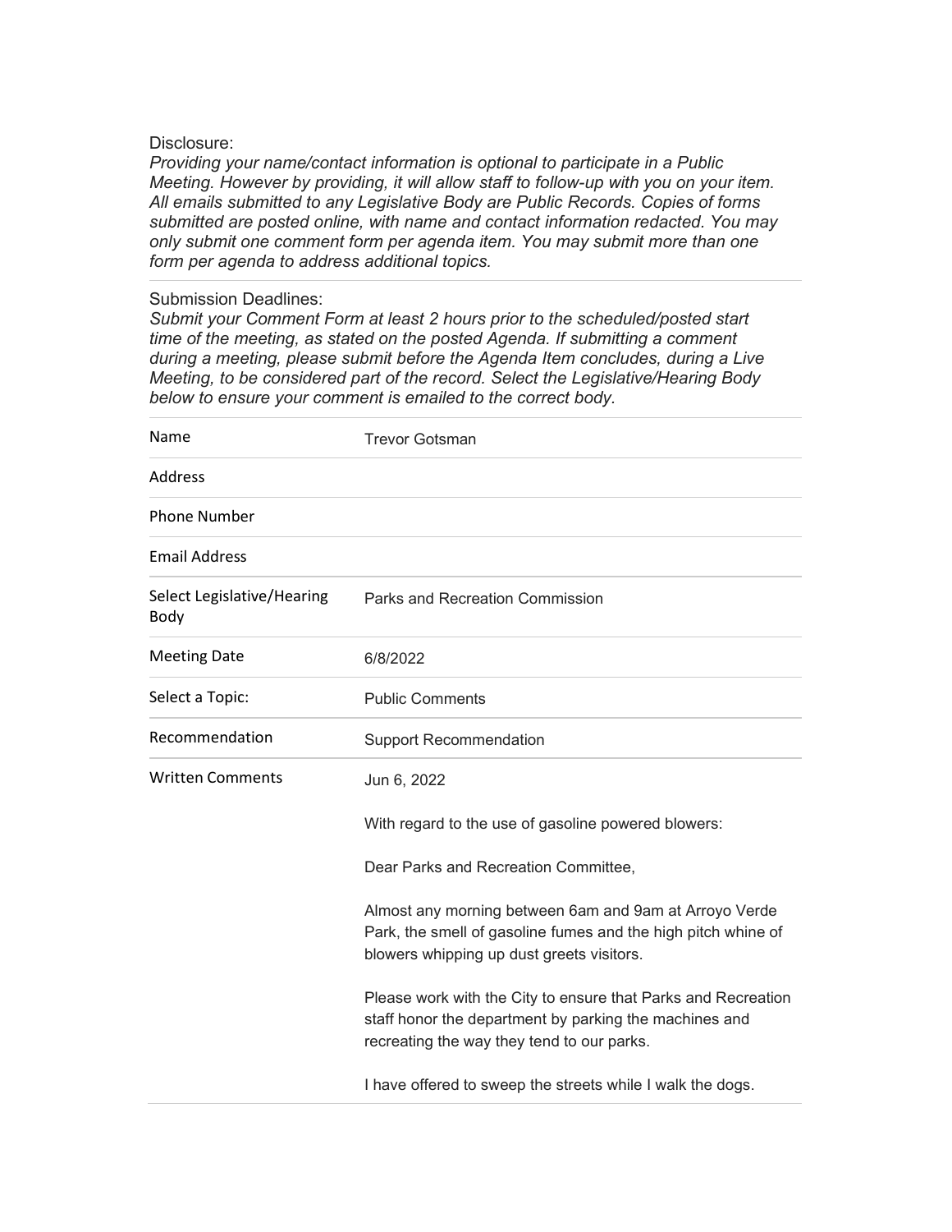Disclosure:

*Providing your name/contact information is optional to participate in a Public Meeting. However by providing, it will allow staff to follow-up with you on your item. All emails submitted to any Legislative Body are Public Records. Copies of forms submitted are posted online, with name and contact information redacted. You may only submit one comment form per agenda item. You may submit more than one form per agenda to address additional topics.*

Submission Deadlines:

*Submit your Comment Form at least 2 hours prior to the scheduled/posted start time of the meeting, as stated on the posted Agenda. If submitting a comment during a meeting, please submit before the Agenda Item concludes, during a Live Meeting, to be considered part of the record. Select the Legislative/Hearing Body below to ensure your comment is emailed to the correct body.*

| | |
|---|---|
| Name | Trevor Gotsman |
| Address | |
| Phone Number | |
| Email Address | |
| Select Legislative/Hearing Body | Parks and Recreation Commission |
| Meeting Date | 6/8/2022 |
| Select a Topic: | Public Comments |
| Recommendation | Support Recommendation |
| Written Comments | Jun 6, 2022<br><br>With regard to the use of gasoline powered blowers:<br><br>Dear Parks and Recreation Committee,<br><br>Almost any morning between 6am and 9am at Arroyo Verde Park, the smell of gasoline fumes and the high pitch whine of blowers whipping up dust greets visitors.<br><br>Please work with the City to ensure that Parks and Recreation staff honor the department by parking the machines and recreating the way they tend to our parks.<br><br>I have offered to sweep the streets while I walk the dogs. |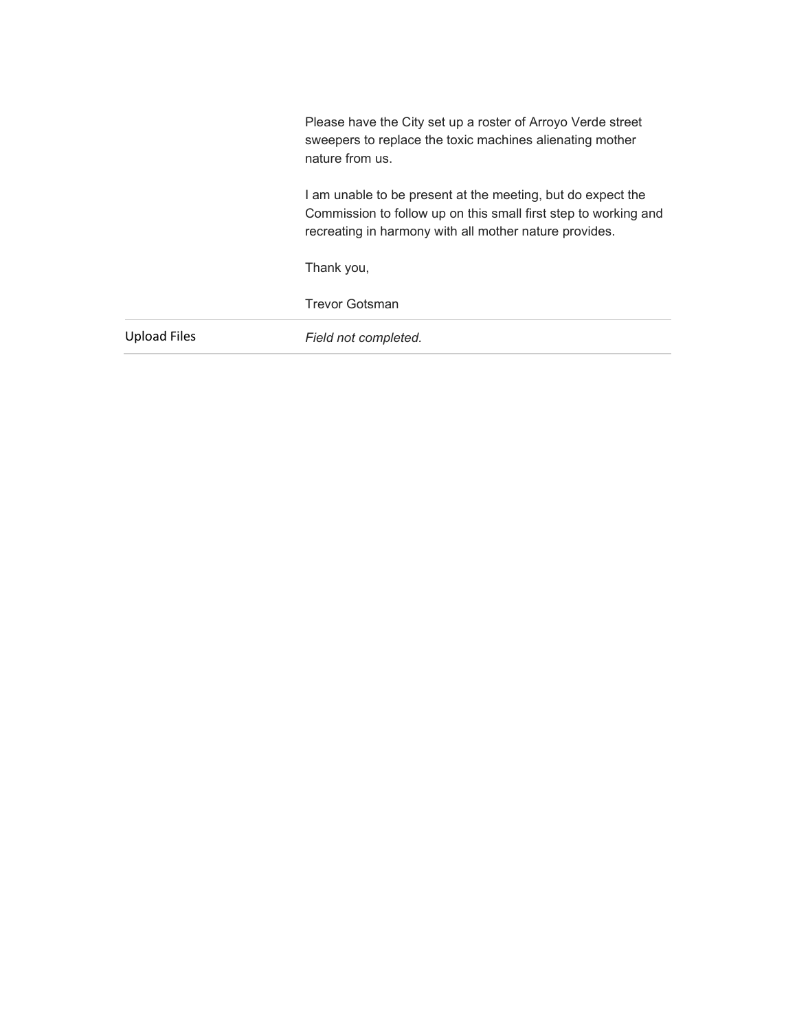| | |
|---|---|
| | Please have the City set up a roster of Arroyo Verde street sweepers to replace the toxic machines alienating mother nature from us.<br><br>I am unable to be present at the meeting, but do expect the Commission to follow up on this small first step to working and recreating in harmony with all mother nature provides.<br><br>Thank you,<br><br>Trevor Gotsman |
| Upload Files | *Field not completed.* |